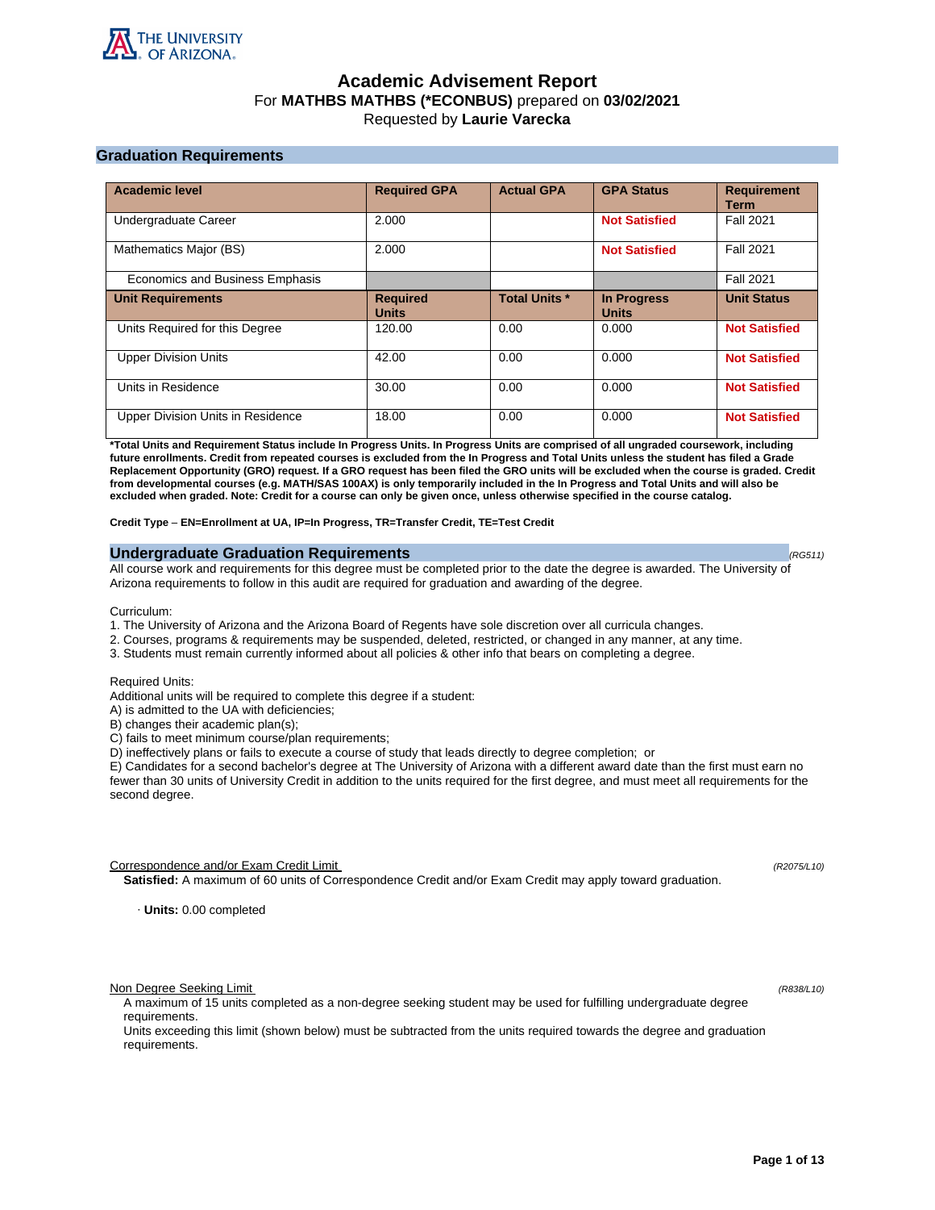THE UNIVERSITY OF ARIZONA

# Academic Advisement Report

For **MATHBS MATHBS (*ECONBUS)** prepared on **03/02/2021**

Requested by **Laurie Varecka**

## Graduation Requirements

| Academic level | Required GPA | Actual GPA | GPA Status | Requirement Term |
|---|---|---|---|---|
| Undergraduate Career | 2.000 | | **Not Satisfied** | Fall 2021 |
| Mathematics Major (BS) | 2.000 | | **Not Satisfied** | Fall 2021 |
| Economics and Business Emphasis | | | | Fall 2021 |
| **Unit Requirements** | **Required Units** | **Total Units *** | **In Progress Units** | **Unit Status** |
| Units Required for this Degree | 120.00 | 0.00 | 0.000 | **Not Satisfied** |
| Upper Division Units | 42.00 | 0.00 | 0.000 | **Not Satisfied** |
| Units in Residence | 30.00 | 0.00 | 0.000 | **Not Satisfied** |
| Upper Division Units in Residence | 18.00 | 0.00 | 0.000 | **Not Satisfied** |

**\*Total Units and Requirement Status include In Progress Units. In Progress Units are comprised of all ungraded coursework, including future enrollments. Credit from repeated courses is excluded from the In Progress and Total Units unless the student has filed a Grade Replacement Opportunity (GRO) request. If a GRO request has been filed the GRO units will be excluded when the course is graded. Credit from developmental courses (e.g. MATH/SAS 100AX) is only temporarily included in the In Progress and Total Units and will also be excluded when graded. Note: Credit for a course can only be given once, unless otherwise specified in the course catalog.**

**Credit Type – EN=Enrollment at UA, IP=In Progress, TR=Transfer Credit, TE=Test Credit**

## Undergraduate Graduation Requirements

*(RG511)*

All course work and requirements for this degree must be completed prior to the date the degree is awarded. The University of Arizona requirements to follow in this audit are required for graduation and awarding of the degree.

Curriculum:

1. The University of Arizona and the Arizona Board of Regents have sole discretion over all curricula changes.
2. Courses, programs & requirements may be suspended, deleted, restricted, or changed in any manner, at any time.
3. Students must remain currently informed about all policies & other info that bears on completing a degree.

Required Units:

Additional units will be required to complete this degree if a student:

A) is admitted to the UA with deficiencies;

B) changes their academic plan(s);

C) fails to meet minimum course/plan requirements;

D) ineffectively plans or fails to execute a course of study that leads directly to degree completion; or

E) Candidates for a second bachelor's degree at The University of Arizona with a different award date than the first must earn no fewer than 30 units of University Credit in addition to the units required for the first degree, and must meet all requirements for the second degree.

### Correspondence and/or Exam Credit Limit

*(R2075/L10)*

**Satisfied:** A maximum of 60 units of Correspondence Credit and/or Exam Credit may apply toward graduation.

· **Units:** 0.00 completed

### Non Degree Seeking Limit

*(R838/L10)*

A maximum of 15 units completed as a non-degree seeking student may be used for fulfilling undergraduate degree requirements.

Units exceeding this limit (shown below) must be subtracted from the units required towards the degree and graduation requirements.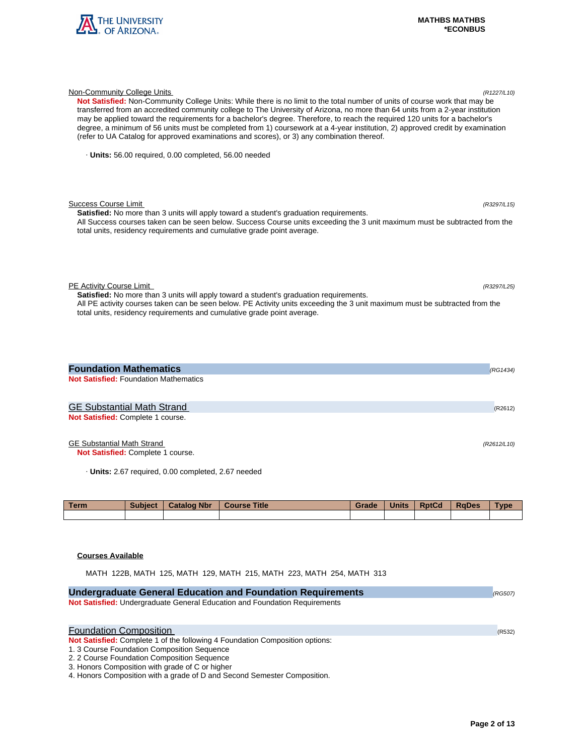Non-Community College Units *(R1227/L10)*

**Not Satisfied:** Non-Community College Units: While there is no limit to the total number of units of course work that may be transferred from an accredited community college to The University of Arizona, no more than 64 units from a 2-year institution may be applied toward the requirements for a bachelor's degree. Therefore, to reach the required 120 units for a bachelor's degree, a minimum of 56 units must be completed from 1) coursework at a 4-year institution, 2) approved credit by examination (refer to UA Catalog for approved examinations and scores), or 3) any combination thereof.

· **Units:** 56.00 required, 0.00 completed, 56.00 needed

Success Course Limit *(R3297/L15)*

**Satisfied:** No more than 3 units will apply toward a student's graduation requirements.
All Success courses taken can be seen below. Success Course units exceeding the 3 unit maximum must be subtracted from the total units, residency requirements and cumulative grade point average.

PE Activity Course Limit *(R3297/L25)*

**Satisfied:** No more than 3 units will apply toward a student's graduation requirements.
All PE activity courses taken can be seen below. PE Activity units exceeding the 3 unit maximum must be subtracted from the total units, residency requirements and cumulative grade point average.

## Foundation Mathematics *(RG1434)*

**Not Satisfied:** Foundation Mathematics

### GE Substantial Math Strand (R2612)

**Not Satisfied:** Complete 1 course.

GE Substantial Math Strand *(R2612/L10)*

**Not Satisfied:** Complete 1 course.

· **Units:** 2.67 required, 0.00 completed, 2.67 needed

| Term | Subject | Catalog Nbr | Course Title | Grade | Units | RptCd | RqDes | Type |
|---|---|---|---|---|---|---|---|---|
| | | | | | | | | |

**Courses Available**

MATH 122B, MATH 125, MATH 129, MATH 215, MATH 223, MATH 254, MATH 313

## Undergraduate General Education and Foundation Requirements *(RG507)*

**Not Satisfied:** Undergraduate General Education and Foundation Requirements

### Foundation Composition (R532)

**Not Satisfied:** Complete 1 of the following 4 Foundation Composition options:

1. 3 Course Foundation Composition Sequence
2. 2 Course Foundation Composition Sequence
3. Honors Composition with grade of C or higher
4. Honors Composition with a grade of D and Second Semester Composition.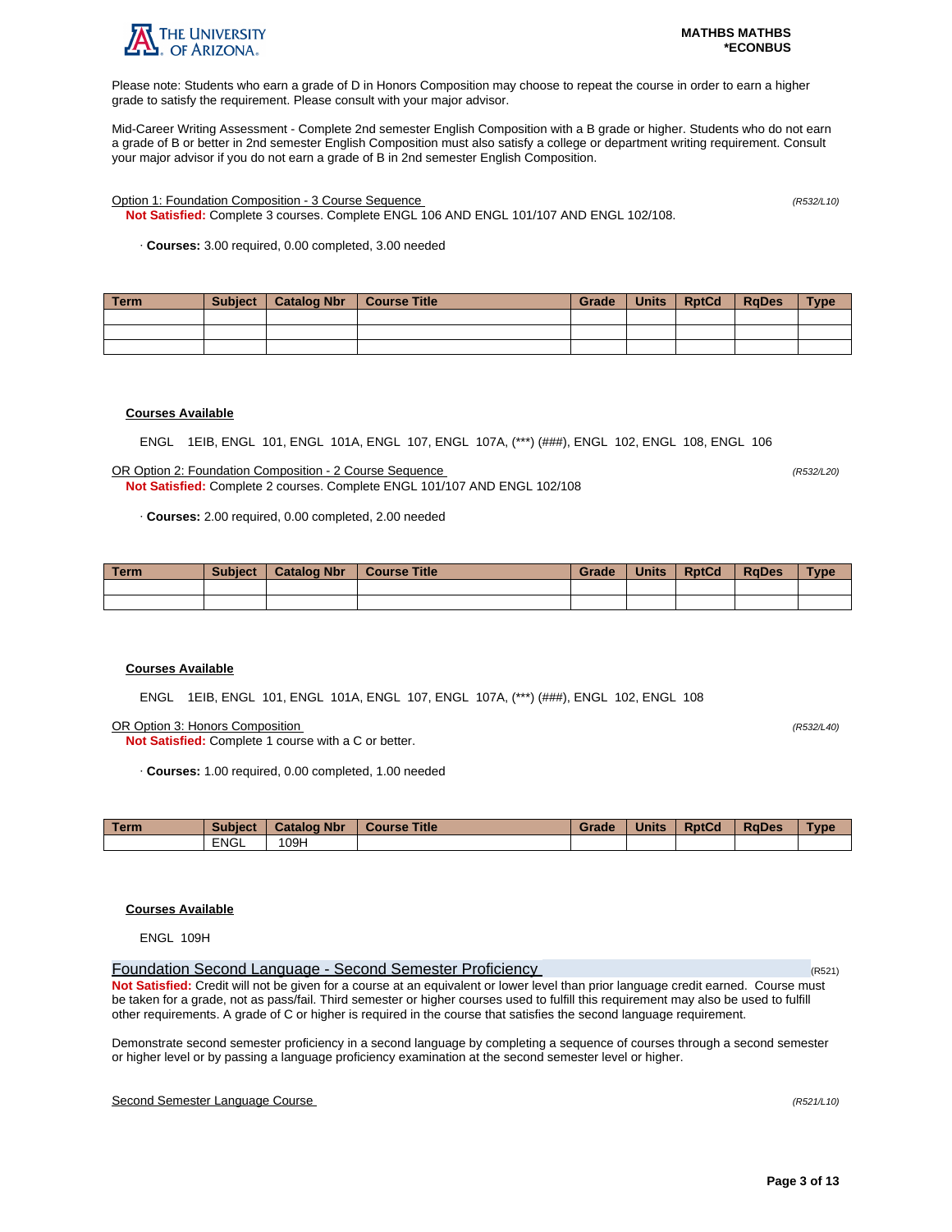Please note: Students who earn a grade of D in Honors Composition may choose to repeat the course in order to earn a higher grade to satisfy the requirement. Please consult with your major advisor.

Mid-Career Writing Assessment - Complete 2nd semester English Composition with a B grade or higher. Students who do not earn a grade of B or better in 2nd semester English Composition must also satisfy a college or department writing requirement. Consult your major advisor if you do not earn a grade of B in 2nd semester English Composition.

Option 1: Foundation Composition - 3 Course Sequence *(R532/L10)*

**Not Satisfied:** Complete 3 courses. Complete ENGL 106 AND ENGL 101/107 AND ENGL 102/108.

· **Courses:** 3.00 required, 0.00 completed, 3.00 needed

| Term | Subject | Catalog Nbr | Course Title | Grade | Units | RptCd | RqDes | Type |
|---|---|---|---|---|---|---|---|---|
| | | | | | | | | |
| | | | | | | | | |
| | | | | | | | | |

**Courses Available**

ENGL 1EIB, ENGL 101, ENGL 101A, ENGL 107, ENGL 107A, (***) (###), ENGL 102, ENGL 108, ENGL 106

OR Option 2: Foundation Composition - 2 Course Sequence *(R532/L20)*

**Not Satisfied:** Complete 2 courses. Complete ENGL 101/107 AND ENGL 102/108

· **Courses:** 2.00 required, 0.00 completed, 2.00 needed

| Term | Subject | Catalog Nbr | Course Title | Grade | Units | RptCd | RqDes | Type |
|---|---|---|---|---|---|---|---|---|
| | | | | | | | | |
| | | | | | | | | |

**Courses Available**

ENGL 1EIB, ENGL 101, ENGL 101A, ENGL 107, ENGL 107A, (***) (###), ENGL 102, ENGL 108

OR Option 3: Honors Composition *(R532/L40)*

**Not Satisfied:** Complete 1 course with a C or better.

· **Courses:** 1.00 required, 0.00 completed, 1.00 needed

| Term | Subject | Catalog Nbr | Course Title | Grade | Units | RptCd | RqDes | Type |
|---|---|---|---|---|---|---|---|---|
| | ENGL | 109H | | | | | | |

**Courses Available**

ENGL 109H

## Foundation Second Language - Second Semester Proficiency (R521)

**Not Satisfied:** Credit will not be given for a course at an equivalent or lower level than prior language credit earned. Course must be taken for a grade, not as pass/fail. Third semester or higher courses used to fulfill this requirement may also be used to fulfill other requirements. A grade of C or higher is required in the course that satisfies the second language requirement.

Demonstrate second semester proficiency in a second language by completing a sequence of courses through a second semester or higher level or by passing a language proficiency examination at the second semester level or higher.

Second Semester Language Course *(R521/L10)*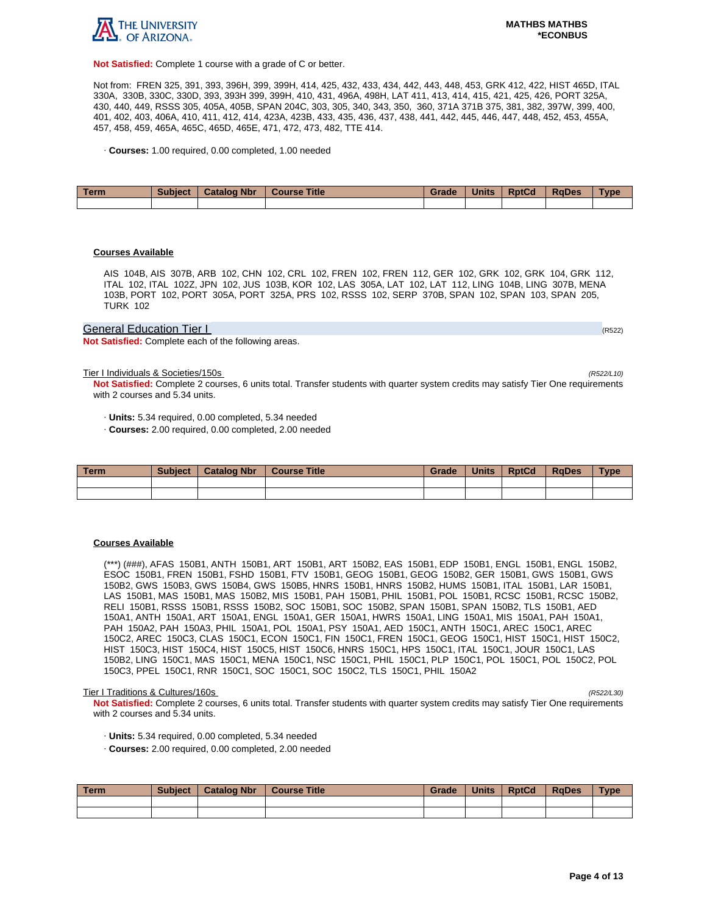**Not Satisfied:** Complete 1 course with a grade of C or better.

Not from: FREN 325, 391, 393, 396H, 399, 399H, 414, 425, 432, 433, 434, 442, 443, 448, 453, GRK 412, 422, HIST 465D, ITAL 330A, 330B, 330C, 330D, 393, 393H 399, 399H, 410, 431, 496A, 498H, LAT 411, 413, 414, 415, 421, 425, 426, PORT 325A, 430, 440, 449, RSSS 305, 405A, 405B, SPAN 204C, 303, 305, 340, 343, 350, 360, 371A 371B 375, 381, 382, 397W, 399, 400, 401, 402, 403, 406A, 410, 411, 412, 414, 423A, 423B, 433, 435, 436, 437, 438, 441, 442, 445, 446, 447, 448, 452, 453, 455A, 457, 458, 459, 465A, 465C, 465D, 465E, 471, 472, 473, 482, TTE 414.

· **Courses:** 1.00 required, 0.00 completed, 1.00 needed

| Term | Subject | Catalog Nbr | Course Title | Grade | Units | RptCd | RqDes | Type |
|---|---|---|---|---|---|---|---|---|
| | | | | | | | | |

**Courses Available**

AIS 104B, AIS 307B, ARB 102, CHN 102, CRL 102, FREN 102, FREN 112, GER 102, GRK 102, GRK 104, GRK 112, ITAL 102, ITAL 102Z, JPN 102, JUS 103B, KOR 102, LAS 305A, LAT 102, LAT 112, LING 104B, LING 307B, MENA 103B, PORT 102, PORT 305A, PORT 325A, PRS 102, RSSS 102, SERP 370B, SPAN 102, SPAN 103, SPAN 205, TURK 102

## General Education Tier I (R522)

**Not Satisfied:** Complete each of the following areas.

### Tier I Individuals & Societies/150s (R522/L10)

**Not Satisfied:** Complete 2 courses, 6 units total. Transfer students with quarter system credits may satisfy Tier One requirements with 2 courses and 5.34 units.

· **Units:** 5.34 required, 0.00 completed, 5.34 needed
· **Courses:** 2.00 required, 0.00 completed, 2.00 needed

| Term | Subject | Catalog Nbr | Course Title | Grade | Units | RptCd | RqDes | Type |
|---|---|---|---|---|---|---|---|---|
| | | | | | | | | |
| | | | | | | | | |

**Courses Available**

(***) (###), AFAS 150B1, ANTH 150B1, ART 150B1, ART 150B2, EAS 150B1, EDP 150B1, ENGL 150B1, ENGL 150B2, ESOC 150B1, FREN 150B1, FSHD 150B1, FTV 150B1, GEOG 150B1, GEOG 150B2, GER 150B1, GWS 150B1, GWS 150B2, GWS 150B3, GWS 150B4, GWS 150B5, HNRS 150B1, HNRS 150B2, HUMS 150B1, ITAL 150B1, LAR 150B1, LAS 150B1, MAS 150B1, MAS 150B2, MIS 150B1, PAH 150B1, PHIL 150B1, POL 150B1, RCSC 150B1, RCSC 150B2, RELI 150B1, RSSS 150B1, RSSS 150B2, SOC 150B1, SOC 150B2, SPAN 150B1, SPAN 150B2, TLS 150B1, AED 150A1, ANTH 150A1, ART 150A1, ENGL 150A1, GER 150A1, HWRS 150A1, LING 150A1, MIS 150A1, PAH 150A1, PAH 150A2, PAH 150A3, PHIL 150A1, POL 150A1, PSY 150A1, AED 150C1, ANTH 150C1, AREC 150C1, AREC 150C2, AREC 150C3, CLAS 150C1, ECON 150C1, FIN 150C1, FREN 150C1, GEOG 150C1, HIST 150C1, HIST 150C2, HIST 150C3, HIST 150C4, HIST 150C5, HIST 150C6, HNRS 150C1, HPS 150C1, ITAL 150C1, JOUR 150C1, LAS 150B2, LING 150C1, MAS 150C1, MENA 150C1, NSC 150C1, PHIL 150C1, PLP 150C1, POL 150C1, POL 150C2, POL 150C3, PPEL 150C1, RNR 150C1, SOC 150C1, SOC 150C2, TLS 150C1, PHIL 150A2

### Tier I Traditions & Cultures/160s (R522/L30)

**Not Satisfied:** Complete 2 courses, 6 units total. Transfer students with quarter system credits may satisfy Tier One requirements with 2 courses and 5.34 units.

· **Units:** 5.34 required, 0.00 completed, 5.34 needed
· **Courses:** 2.00 required, 0.00 completed, 2.00 needed

| Term | Subject | Catalog Nbr | Course Title | Grade | Units | RptCd | RqDes | Type |
|---|---|---|---|---|---|---|---|---|
| | | | | | | | | |
| | | | | | | | | |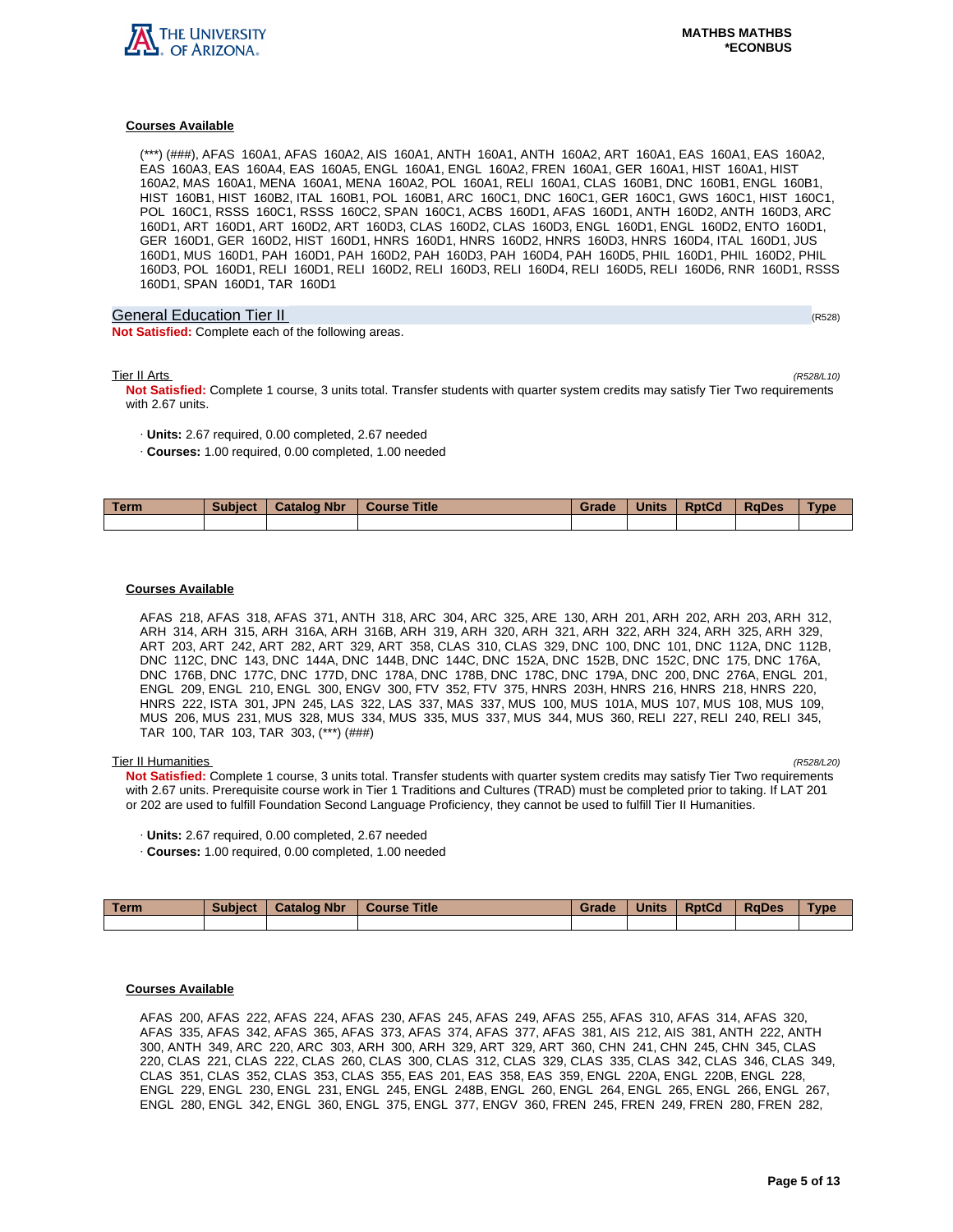#### Courses Available

(***) (###), AFAS 160A1, AFAS 160A2, AIS 160A1, ANTH 160A1, ANTH 160A2, ART 160A1, EAS 160A1, EAS 160A2, EAS 160A3, EAS 160A4, EAS 160A5, ENGL 160A1, ENGL 160A2, FREN 160A1, GER 160A1, HIST 160A1, HIST 160A2, MAS 160A1, MENA 160A1, MENA 160A2, POL 160A1, RELI 160A1, CLAS 160B1, DNC 160B1, ENGL 160B1, HIST 160B1, HIST 160B2, ITAL 160B1, POL 160B1, ARC 160C1, DNC 160C1, GER 160C1, GWS 160C1, HIST 160C1, POL 160C1, RSSS 160C1, RSSS 160C2, SPAN 160C1, ACBS 160D1, AFAS 160D1, ANTH 160D2, ANTH 160D3, ARC 160D1, ART 160D1, ART 160D2, ART 160D3, CLAS 160D2, CLAS 160D3, ENGL 160D1, ENGL 160D2, ENTO 160D1, GER 160D1, GER 160D2, HIST 160D1, HNRS 160D1, HNRS 160D2, HNRS 160D3, HNRS 160D4, ITAL 160D1, JUS 160D1, MUS 160D1, PAH 160D1, PAH 160D2, PAH 160D3, PAH 160D4, PAH 160D5, PHIL 160D1, PHIL 160D2, PHIL 160D3, POL 160D1, RELI 160D1, RELI 160D2, RELI 160D3, RELI 160D4, RELI 160D5, RELI 160D6, RNR 160D1, RSSS 160D1, SPAN 160D1, TAR 160D1

## General Education Tier II (R528)

**Not Satisfied:** Complete each of the following areas.

### Tier II Arts *(R528/L10)*

**Not Satisfied:** Complete 1 course, 3 units total. Transfer students with quarter system credits may satisfy Tier Two requirements with 2.67 units.

- **Units:** 2.67 required, 0.00 completed, 2.67 needed
- **Courses:** 1.00 required, 0.00 completed, 1.00 needed

| Term | Subject | Catalog Nbr | Course Title | Grade | Units | RptCd | RqDes | Type |
|---|---|---|---|---|---|---|---|---|
| | | | | | | | | |

#### Courses Available

AFAS 218, AFAS 318, AFAS 371, ANTH 318, ARC 304, ARC 325, ARE 130, ARH 201, ARH 202, ARH 203, ARH 312, ARH 314, ARH 315, ARH 316A, ARH 316B, ARH 319, ARH 320, ARH 321, ARH 322, ARH 324, ARH 325, ARH 329, ART 203, ART 242, ART 282, ART 329, ART 358, CLAS 310, CLAS 329, DNC 100, DNC 101, DNC 112A, DNC 112B, DNC 112C, DNC 143, DNC 144A, DNC 144B, DNC 144C, DNC 152A, DNC 152B, DNC 152C, DNC 175, DNC 176A, DNC 176B, DNC 177C, DNC 177D, DNC 178A, DNC 178B, DNC 178C, DNC 179A, DNC 200, DNC 276A, ENGL 201, ENGL 209, ENGL 210, ENGL 300, ENGV 300, FTV 352, FTV 375, HNRS 203H, HNRS 216, HNRS 218, HNRS 220, HNRS 222, ISTA 301, JPN 245, LAS 322, LAS 337, MAS 337, MUS 100, MUS 101A, MUS 107, MUS 108, MUS 109, MUS 206, MUS 231, MUS 328, MUS 334, MUS 335, MUS 337, MUS 344, MUS 360, RELI 227, RELI 240, RELI 345, TAR 100, TAR 103, TAR 303, (***) (###)

### Tier II Humanities *(R528/L20)*

**Not Satisfied:** Complete 1 course, 3 units total. Transfer students with quarter system credits may satisfy Tier Two requirements with 2.67 units. Prerequisite course work in Tier 1 Traditions and Cultures (TRAD) must be completed prior to taking. If LAT 201 or 202 are used to fulfill Foundation Second Language Proficiency, they cannot be used to fulfill Tier II Humanities.

- **Units:** 2.67 required, 0.00 completed, 2.67 needed
- **Courses:** 1.00 required, 0.00 completed, 1.00 needed

| Term | Subject | Catalog Nbr | Course Title | Grade | Units | RptCd | RqDes | Type |
|---|---|---|---|---|---|---|---|---|
| | | | | | | | | |

#### Courses Available

AFAS 200, AFAS 222, AFAS 224, AFAS 230, AFAS 245, AFAS 249, AFAS 255, AFAS 310, AFAS 314, AFAS 320, AFAS 335, AFAS 342, AFAS 365, AFAS 373, AFAS 374, AFAS 377, AFAS 381, AIS 212, AIS 381, ANTH 222, ANTH 300, ANTH 349, ARC 220, ARC 303, ARH 300, ARH 329, ART 329, ART 360, CHN 241, CHN 245, CHN 345, CLAS 220, CLAS 221, CLAS 222, CLAS 260, CLAS 300, CLAS 312, CLAS 329, CLAS 335, CLAS 342, CLAS 346, CLAS 349, CLAS 351, CLAS 352, CLAS 353, CLAS 355, EAS 201, EAS 358, EAS 359, ENGL 220A, ENGL 220B, ENGL 228, ENGL 229, ENGL 230, ENGL 231, ENGL 245, ENGL 248B, ENGL 260, ENGL 264, ENGL 265, ENGL 266, ENGL 267, ENGL 280, ENGL 342, ENGL 360, ENGL 375, ENGL 377, ENGV 360, FREN 245, FREN 249, FREN 280, FREN 282,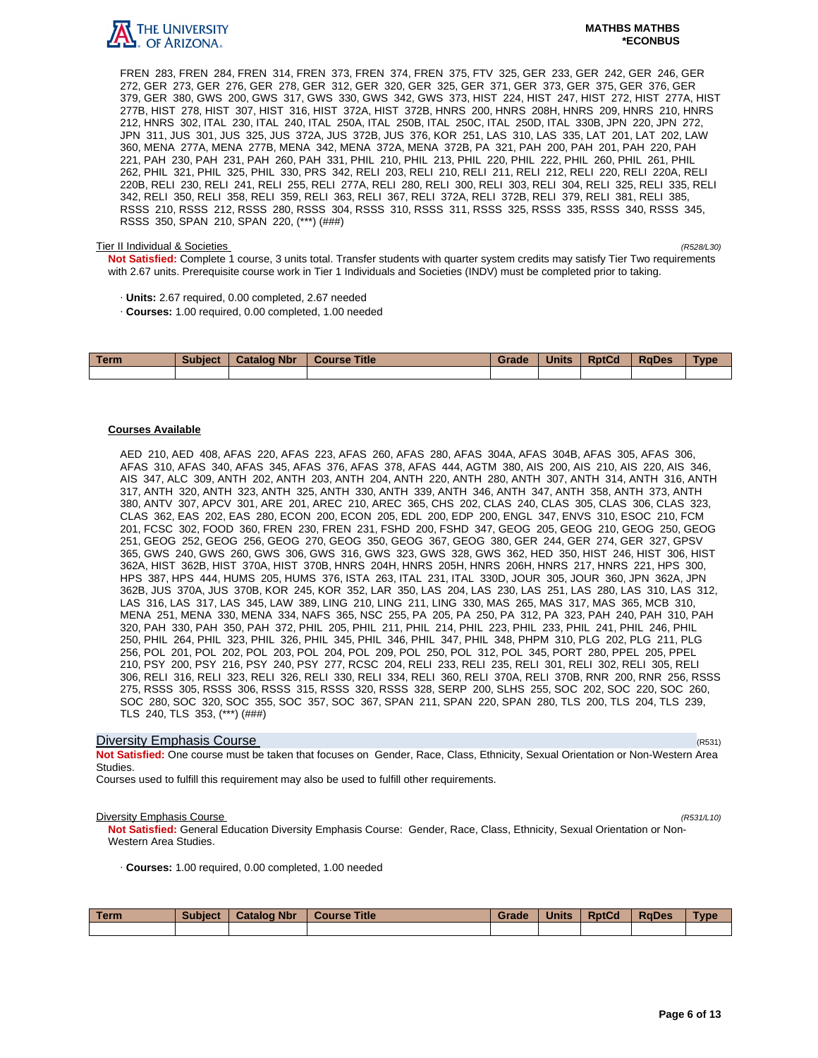FREN 283, FREN 284, FREN 314, FREN 373, FREN 374, FREN 375, FTV 325, GER 233, GER 242, GER 246, GER 272, GER 273, GER 276, GER 278, GER 312, GER 320, GER 325, GER 371, GER 373, GER 375, GER 376, GER 379, GER 380, GWS 200, GWS 317, GWS 330, GWS 342, GWS 373, HIST 224, HIST 247, HIST 272, HIST 277A, HIST 277B, HIST 278, HIST 307, HIST 316, HIST 372A, HIST 372B, HNRS 200, HNRS 208H, HNRS 209, HNRS 210, HNRS 212, HNRS 302, ITAL 230, ITAL 240, ITAL 250A, ITAL 250B, ITAL 250C, ITAL 250D, ITAL 330B, JPN 220, JPN 272, JPN 311, JUS 301, JUS 325, JUS 372A, JUS 372B, JUS 376, KOR 251, LAS 310, LAS 335, LAT 201, LAT 202, LAW 360, MENA 277A, MENA 277B, MENA 342, MENA 372A, MENA 372B, PA 321, PAH 200, PAH 201, PAH 220, PAH 221, PAH 230, PAH 231, PAH 260, PAH 331, PHIL 210, PHIL 213, PHIL 220, PHIL 222, PHIL 260, PHIL 261, PHIL 262, PHIL 321, PHIL 325, PHIL 330, PRS 342, RELI 203, RELI 210, RELI 211, RELI 212, RELI 220, RELI 220A, RELI 220B, RELI 230, RELI 241, RELI 255, RELI 277A, RELI 280, RELI 300, RELI 303, RELI 304, RELI 325, RELI 335, RELI 342, RELI 350, RELI 358, RELI 359, RELI 363, RELI 367, RELI 372A, RELI 372B, RELI 379, RELI 381, RELI 385, RSSS 210, RSSS 212, RSSS 280, RSSS 304, RSSS 310, RSSS 311, RSSS 325, RSSS 335, RSSS 340, RSSS 345, RSSS 350, SPAN 210, SPAN 220, (***) (###)

Tier II Individual & Societies *(R528/L30)*

**Not Satisfied:** Complete 1 course, 3 units total. Transfer students with quarter system credits may satisfy Tier Two requirements with 2.67 units. Prerequisite course work in Tier 1 Individuals and Societies (INDV) must be completed prior to taking.

· **Units:** 2.67 required, 0.00 completed, 2.67 needed

· **Courses:** 1.00 required, 0.00 completed, 1.00 needed

| Term | Subject | Catalog Nbr | Course Title | Grade | Units | RptCd | RqDes | Type |
|---|---|---|---|---|---|---|---|---|
| | | | | | | | | |

**Courses Available**

AED 210, AED 408, AFAS 220, AFAS 223, AFAS 260, AFAS 280, AFAS 304A, AFAS 304B, AFAS 305, AFAS 306, AFAS 310, AFAS 340, AFAS 345, AFAS 376, AFAS 378, AFAS 444, AGTM 380, AIS 200, AIS 210, AIS 220, AIS 346, AIS 347, ALC 309, ANTH 202, ANTH 203, ANTH 204, ANTH 220, ANTH 280, ANTH 307, ANTH 314, ANTH 316, ANTH 317, ANTH 320, ANTH 323, ANTH 325, ANTH 330, ANTH 339, ANTH 346, ANTH 347, ANTH 358, ANTH 373, ANTH 380, ANTV 307, APCV 301, ARE 201, AREC 210, AREC 365, CHS 202, CLAS 240, CLAS 305, CLAS 306, CLAS 323, CLAS 362, EAS 202, EAS 280, ECON 200, ECON 205, EDL 200, EDP 200, ENGL 347, ENVS 310, ESOC 210, FCM 201, FCSC 302, FOOD 360, FREN 230, FREN 231, FSHD 200, FSHD 347, GEOG 205, GEOG 210, GEOG 250, GEOG 251, GEOG 252, GEOG 256, GEOG 270, GEOG 350, GEOG 367, GEOG 380, GER 244, GER 274, GER 327, GPSV 365, GWS 240, GWS 260, GWS 306, GWS 316, GWS 323, GWS 328, GWS 362, HED 350, HIST 246, HIST 306, HIST 362A, HIST 362B, HIST 370A, HIST 370B, HNRS 204H, HNRS 205H, HNRS 206H, HNRS 217, HNRS 221, HPS 300, HPS 387, HPS 444, HUMS 205, HUMS 376, ISTA 263, ITAL 231, ITAL 330D, JOUR 305, JOUR 360, JPN 362A, JPN 362B, JUS 370A, JUS 370B, KOR 245, KOR 352, LAR 350, LAS 204, LAS 230, LAS 251, LAS 280, LAS 310, LAS 312, LAS 316, LAS 317, LAS 345, LAW 389, LING 210, LING 211, LING 330, MAS 265, MAS 317, MAS 365, MCB 310, MENA 251, MENA 330, MENA 334, NAFS 365, NSC 255, PA 205, PA 250, PA 312, PA 323, PAH 240, PAH 310, PAH 320, PAH 330, PAH 350, PAH 372, PHIL 205, PHIL 211, PHIL 214, PHIL 223, PHIL 233, PHIL 241, PHIL 246, PHIL 250, PHIL 264, PHIL 323, PHIL 326, PHIL 345, PHIL 346, PHIL 347, PHIL 348, PHPM 310, PLG 202, PLG 211, PLG 256, POL 201, POL 202, POL 203, POL 204, POL 209, POL 250, POL 312, POL 345, PORT 280, PPEL 205, PPEL 210, PSY 200, PSY 216, PSY 240, PSY 277, RCSC 204, RELI 233, RELI 235, RELI 301, RELI 302, RELI 305, RELI 306, RELI 316, RELI 323, RELI 326, RELI 330, RELI 334, RELI 360, RELI 370A, RELI 370B, RNR 200, RNR 256, RSSS 275, RSSS 305, RSSS 306, RSSS 315, RSSS 320, RSSS 328, SERP 200, SLHS 255, SOC 202, SOC 220, SOC 260, SOC 280, SOC 320, SOC 355, SOC 357, SOC 367, SPAN 211, SPAN 220, SPAN 280, TLS 200, TLS 204, TLS 239, TLS 240, TLS 353, (***) (###)

## Diversity Emphasis Course *(R531)*

**Not Satisfied:** One course must be taken that focuses on Gender, Race, Class, Ethnicity, Sexual Orientation or Non-Western Area Studies.

Courses used to fulfill this requirement may also be used to fulfill other requirements.

Diversity Emphasis Course *(R531/L10)*

**Not Satisfied:** General Education Diversity Emphasis Course: Gender, Race, Class, Ethnicity, Sexual Orientation or Non-Western Area Studies.

· **Courses:** 1.00 required, 0.00 completed, 1.00 needed

| Term | Subject | Catalog Nbr | Course Title | Grade | Units | RptCd | RqDes | Type |
|---|---|---|---|---|---|---|---|---|
| | | | | | | | | |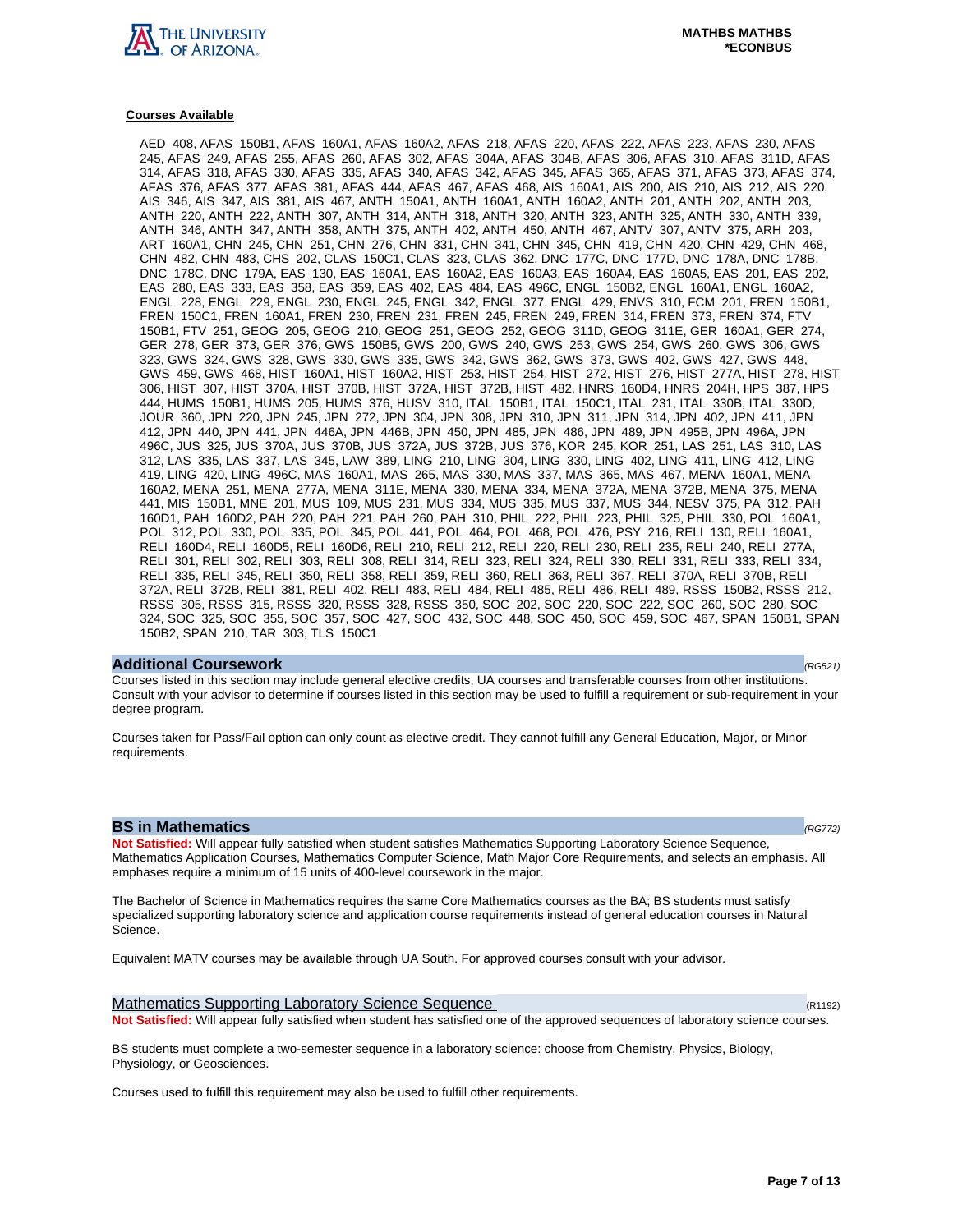**Courses Available**

AED 408, AFAS 150B1, AFAS 160A1, AFAS 160A2, AFAS 218, AFAS 220, AFAS 222, AFAS 223, AFAS 230, AFAS 245, AFAS 249, AFAS 255, AFAS 260, AFAS 302, AFAS 304A, AFAS 304B, AFAS 306, AFAS 310, AFAS 311D, AFAS 314, AFAS 318, AFAS 330, AFAS 335, AFAS 340, AFAS 342, AFAS 345, AFAS 365, AFAS 371, AFAS 373, AFAS 374, AFAS 376, AFAS 377, AFAS 381, AFAS 444, AFAS 467, AFAS 468, AIS 160A1, AIS 200, AIS 210, AIS 212, AIS 220, AIS 346, AIS 347, AIS 381, AIS 467, ANTH 150A1, ANTH 160A1, ANTH 160A2, ANTH 201, ANTH 202, ANTH 203, ANTH 220, ANTH 222, ANTH 307, ANTH 314, ANTH 318, ANTH 320, ANTH 323, ANTH 325, ANTH 330, ANTH 339, ANTH 346, ANTH 347, ANTH 358, ANTH 375, ANTH 402, ANTH 450, ANTH 467, ANTV 307, ANTV 375, ARH 203, ART 160A1, CHN 245, CHN 251, CHN 276, CHN 331, CHN 341, CHN 345, CHN 419, CHN 420, CHN 429, CHN 468, CHN 482, CHN 483, CHS 202, CLAS 150C1, CLAS 323, CLAS 362, DNC 177C, DNC 177D, DNC 178A, DNC 178B, DNC 178C, DNC 179A, EAS 130, EAS 160A1, EAS 160A2, EAS 160A3, EAS 160A4, EAS 160A5, EAS 201, EAS 202, EAS 280, EAS 333, EAS 358, EAS 359, EAS 402, EAS 484, EAS 496C, ENGL 150B2, ENGL 160A1, ENGL 160A2, ENGL 228, ENGL 229, ENGL 230, ENGL 245, ENGL 342, ENGL 377, ENGL 429, ENVS 310, FCM 201, FREN 150B1, FREN 150C1, FREN 160A1, FREN 230, FREN 231, FREN 245, FREN 249, FREN 314, FREN 373, FREN 374, FTV 150B1, FTV 251, GEOG 205, GEOG 210, GEOG 251, GEOG 252, GEOG 311D, GEOG 311E, GER 160A1, GER 274, GER 278, GER 373, GER 376, GWS 150B5, GWS 200, GWS 240, GWS 253, GWS 254, GWS 260, GWS 306, GWS 323, GWS 324, GWS 328, GWS 330, GWS 335, GWS 342, GWS 362, GWS 373, GWS 402, GWS 427, GWS 448, GWS 459, GWS 468, HIST 160A1, HIST 160A2, HIST 253, HIST 254, HIST 272, HIST 276, HIST 277A, HIST 278, HIST 306, HIST 307, HIST 370A, HIST 370B, HIST 372A, HIST 372B, HIST 482, HNRS 160D4, HNRS 204H, HPS 387, HPS 444, HUMS 150B1, HUMS 205, HUMS 376, HUSV 310, ITAL 150B1, ITAL 150C1, ITAL 231, ITAL 330B, ITAL 330D, JOUR 360, JPN 220, JPN 245, JPN 272, JPN 304, JPN 308, JPN 310, JPN 311, JPN 314, JPN 402, JPN 411, JPN 412, JPN 440, JPN 441, JPN 446A, JPN 446B, JPN 450, JPN 485, JPN 486, JPN 489, JPN 495B, JPN 496A, JPN 496C, JUS 325, JUS 370A, JUS 370B, JUS 372A, JUS 372B, JUS 376, KOR 245, KOR 251, LAS 251, LAS 310, LAS 312, LAS 335, LAS 337, LAS 345, LAW 389, LING 210, LING 304, LING 330, LING 402, LING 411, LING 412, LING 419, LING 420, LING 496C, MAS 160A1, MAS 265, MAS 330, MAS 337, MAS 365, MAS 467, MENA 160A1, MENA 160A2, MENA 251, MENA 277A, MENA 311E, MENA 330, MENA 334, MENA 372A, MENA 372B, MENA 375, MENA 441, MIS 150B1, MNE 201, MUS 109, MUS 231, MUS 334, MUS 335, MUS 337, MUS 344, NESV 375, PA 312, PAH 160D1, PAH 160D2, PAH 220, PAH 221, PAH 260, PAH 310, PHIL 222, PHIL 223, PHIL 325, PHIL 330, POL 160A1, POL 312, POL 330, POL 335, POL 345, POL 441, POL 464, POL 468, POL 476, PSY 216, RELI 130, RELI 160A1, RELI 160D4, RELI 160D5, RELI 160D6, RELI 210, RELI 212, RELI 220, RELI 230, RELI 235, RELI 240, RELI 277A, RELI 301, RELI 302, RELI 303, RELI 308, RELI 314, RELI 323, RELI 324, RELI 330, RELI 331, RELI 333, RELI 334, RELI 335, RELI 345, RELI 350, RELI 358, RELI 359, RELI 360, RELI 363, RELI 367, RELI 370A, RELI 370B, RELI 372A, RELI 372B, RELI 381, RELI 402, RELI 483, RELI 484, RELI 485, RELI 486, RELI 489, RSSS 150B2, RSSS 212, RSSS 305, RSSS 315, RSSS 320, RSSS 328, RSSS 350, SOC 202, SOC 220, SOC 222, SOC 260, SOC 280, SOC 324, SOC 325, SOC 355, SOC 357, SOC 427, SOC 432, SOC 448, SOC 450, SOC 459, SOC 467, SPAN 150B1, SPAN 150B2, SPAN 210, TAR 303, TLS 150C1

## Additional Coursework

*(RG521)*

Courses listed in this section may include general elective credits, UA courses and transferable courses from other institutions. Consult with your advisor to determine if courses listed in this section may be used to fulfill a requirement or sub-requirement in your degree program.

Courses taken for Pass/Fail option can only count as elective credit. They cannot fulfill any General Education, Major, or Minor requirements.

## BS in Mathematics

*(RG772)*

**Not Satisfied:** Will appear fully satisfied when student satisfies Mathematics Supporting Laboratory Science Sequence, Mathematics Application Courses, Mathematics Computer Science, Math Major Core Requirements, and selects an emphasis. All emphases require a minimum of 15 units of 400-level coursework in the major.

The Bachelor of Science in Mathematics requires the same Core Mathematics courses as the BA; BS students must satisfy specialized supporting laboratory science and application course requirements instead of general education courses in Natural Science.

Equivalent MATV courses may be available through UA South. For approved courses consult with your advisor.

### Mathematics Supporting Laboratory Science Sequence

(R1192)

**Not Satisfied:** Will appear fully satisfied when student has satisfied one of the approved sequences of laboratory science courses.

BS students must complete a two-semester sequence in a laboratory science: choose from Chemistry, Physics, Biology, Physiology, or Geosciences.

Courses used to fulfill this requirement may also be used to fulfill other requirements.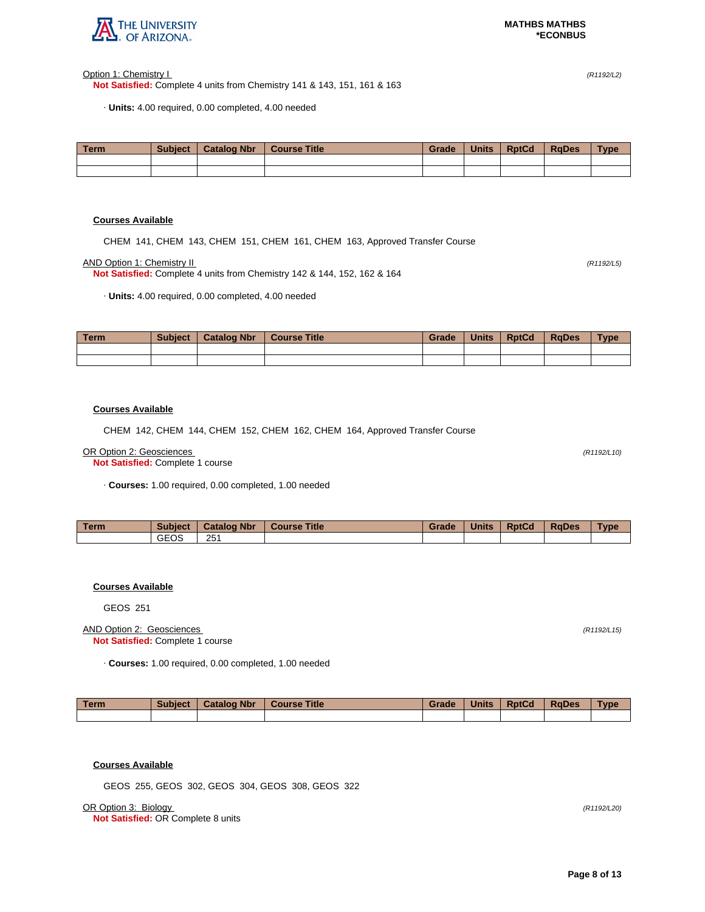Option 1: Chemistry I *(R1192/L2)*

**Not Satisfied:** Complete 4 units from Chemistry 141 & 143, 151, 161 & 163

· **Units:** 4.00 required, 0.00 completed, 4.00 needed

| Term | Subject | Catalog Nbr | Course Title | Grade | Units | RptCd | RqDes | Type |
|---|---|---|---|---|---|---|---|---|
| | | | | | | | | |
| | | | | | | | | |

**Courses Available**

CHEM 141, CHEM 143, CHEM 151, CHEM 161, CHEM 163, Approved Transfer Course

AND Option 1: Chemistry II *(R1192/L5)*

**Not Satisfied:** Complete 4 units from Chemistry 142 & 144, 152, 162 & 164

· **Units:** 4.00 required, 0.00 completed, 4.00 needed

| Term | Subject | Catalog Nbr | Course Title | Grade | Units | RptCd | RqDes | Type |
|---|---|---|---|---|---|---|---|---|
| | | | | | | | | |
| | | | | | | | | |

**Courses Available**

CHEM 142, CHEM 144, CHEM 152, CHEM 162, CHEM 164, Approved Transfer Course

OR Option 2: Geosciences *(R1192/L10)*

**Not Satisfied:** Complete 1 course

· **Courses:** 1.00 required, 0.00 completed, 1.00 needed

| Term | Subject | Catalog Nbr | Course Title | Grade | Units | RptCd | RqDes | Type |
|---|---|---|---|---|---|---|---|---|
| | GEOS | 251 | | | | | | |

**Courses Available**

GEOS 251

AND Option 2: Geosciences *(R1192/L15)*

**Not Satisfied:** Complete 1 course

· **Courses:** 1.00 required, 0.00 completed, 1.00 needed

| Term | Subject | Catalog Nbr | Course Title | Grade | Units | RptCd | RqDes | Type |
|---|---|---|---|---|---|---|---|---|
| | | | | | | | | |

**Courses Available**

GEOS 255, GEOS 302, GEOS 304, GEOS 308, GEOS 322

OR Option 3: Biology *(R1192/L20)*

**Not Satisfied:** OR Complete 8 units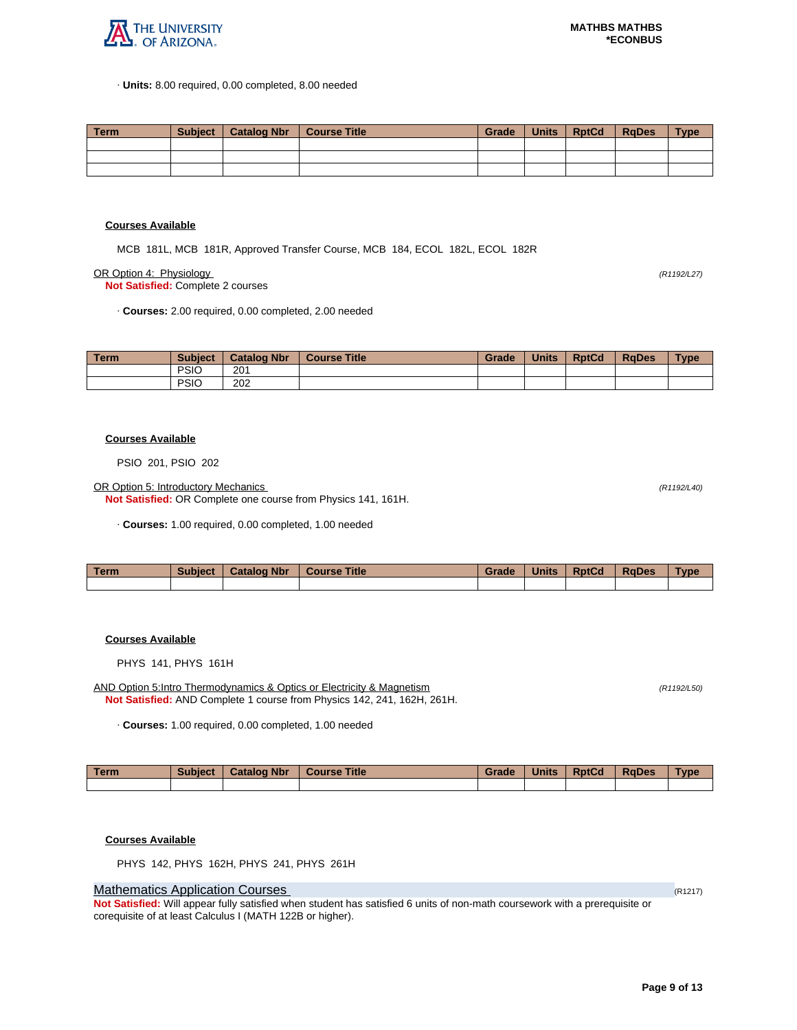· **Units:** 8.00 required, 0.00 completed, 8.00 needed

| Term | Subject | Catalog Nbr | Course Title | Grade | Units | RptCd | RqDes | Type |
|---|---|---|---|---|---|---|---|---|
| | | | | | | | | |
| | | | | | | | | |
| | | | | | | | | |

**Courses Available**

MCB 181L, MCB 181R, Approved Transfer Course, MCB 184, ECOL 182L, ECOL 182R

OR Option 4: Physiology *(R1192/L27)*

**Not Satisfied:** Complete 2 courses

· **Courses:** 2.00 required, 0.00 completed, 2.00 needed

| Term | Subject | Catalog Nbr | Course Title | Grade | Units | RptCd | RqDes | Type |
|---|---|---|---|---|---|---|---|---|
| | PSIO | 201 | | | | | | |
| | PSIO | 202 | | | | | | |

**Courses Available**

PSIO 201, PSIO 202

OR Option 5: Introductory Mechanics *(R1192/L40)*

**Not Satisfied:** OR Complete one course from Physics 141, 161H.

· **Courses:** 1.00 required, 0.00 completed, 1.00 needed

| Term | Subject | Catalog Nbr | Course Title | Grade | Units | RptCd | RqDes | Type |
|---|---|---|---|---|---|---|---|---|
| | | | | | | | | |

**Courses Available**

PHYS 141, PHYS 161H

AND Option 5:Intro Thermodynamics & Optics or Electricity & Magnetism *(R1192/L50)*

**Not Satisfied:** AND Complete 1 course from Physics 142, 241, 162H, 261H.

· **Courses:** 1.00 required, 0.00 completed, 1.00 needed

| Term | Subject | Catalog Nbr | Course Title | Grade | Units | RptCd | RqDes | Type |
|---|---|---|---|---|---|---|---|---|
| | | | | | | | | |

**Courses Available**

PHYS 142, PHYS 162H, PHYS 241, PHYS 261H

## Mathematics Application Courses (R1217)

**Not Satisfied:** Will appear fully satisfied when student has satisfied 6 units of non-math coursework with a prerequisite or corequisite of at least Calculus I (MATH 122B or higher).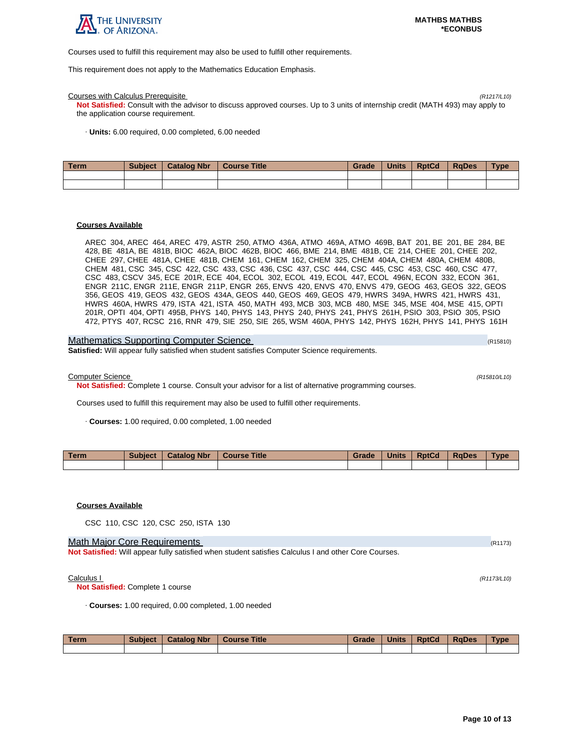Courses used to fulfill this requirement may also be used to fulfill other requirements.

This requirement does not apply to the Mathematics Education Emphasis.

Courses with Calculus Prerequisite (R1217/L10)

**Not Satisfied:** Consult with the advisor to discuss approved courses. Up to 3 units of internship credit (MATH 493) may apply to the application course requirement.

· **Units:** 6.00 required, 0.00 completed, 6.00 needed

| Term | Subject | Catalog Nbr | Course Title | Grade | Units | RptCd | RqDes | Type |
|---|---|---|---|---|---|---|---|---|
| | | | | | | | | |
| | | | | | | | | |

**Courses Available**

AREC 304, AREC 464, AREC 479, ASTR 250, ATMO 436A, ATMO 469A, ATMO 469B, BAT 201, BE 201, BE 284, BE 428, BE 481A, BE 481B, BIOC 462A, BIOC 462B, BIOC 466, BME 214, BME 481B, CE 214, CHEE 201, CHEE 202, CHEE 297, CHEE 481A, CHEE 481B, CHEM 161, CHEM 162, CHEM 325, CHEM 404A, CHEM 480A, CHEM 480B, CHEM 481, CSC 345, CSC 422, CSC 433, CSC 436, CSC 437, CSC 444, CSC 445, CSC 453, CSC 460, CSC 477, CSC 483, CSCV 345, ECE 201R, ECE 404, ECOL 302, ECOL 419, ECOL 447, ECOL 496N, ECON 332, ECON 361, ENGR 211C, ENGR 211E, ENGR 211P, ENGR 265, ENVS 420, ENVS 470, ENVS 479, GEOG 463, GEOS 322, GEOS 356, GEOS 419, GEOS 432, GEOS 434A, GEOS 440, GEOS 469, GEOS 479, HWRS 349A, HWRS 421, HWRS 431, HWRS 460A, HWRS 479, ISTA 421, ISTA 450, MATH 493, MCB 303, MCB 480, MSE 345, MSE 404, MSE 415, OPTI 201R, OPTI 404, OPTI 495B, PHYS 140, PHYS 143, PHYS 240, PHYS 241, PHYS 261H, PSIO 303, PSIO 305, PSIO 472, PTYS 407, RCSC 216, RNR 479, SIE 250, SIE 265, WSM 460A, PHYS 142, PHYS 162H, PHYS 141, PHYS 161H

## Mathematics Supporting Computer Science (R15810)

**Satisfied:** Will appear fully satisfied when student satisfies Computer Science requirements.

Computer Science (R15810/L10)

**Not Satisfied:** Complete 1 course. Consult your advisor for a list of alternative programming courses.

Courses used to fulfill this requirement may also be used to fulfill other requirements.

· **Courses:** 1.00 required, 0.00 completed, 1.00 needed

| Term | Subject | Catalog Nbr | Course Title | Grade | Units | RptCd | RqDes | Type |
|---|---|---|---|---|---|---|---|---|
| | | | | | | | | |

**Courses Available**

CSC 110, CSC 120, CSC 250, ISTA 130

## Math Major Core Requirements (R1173)

**Not Satisfied:** Will appear fully satisfied when student satisfies Calculus I and other Core Courses.

Calculus I (R1173/L10)

**Not Satisfied:** Complete 1 course

· **Courses:** 1.00 required, 0.00 completed, 1.00 needed

| Term | Subject | Catalog Nbr | Course Title | Grade | Units | RptCd | RqDes | Type |
|---|---|---|---|---|---|---|---|---|
| | | | | | | | | |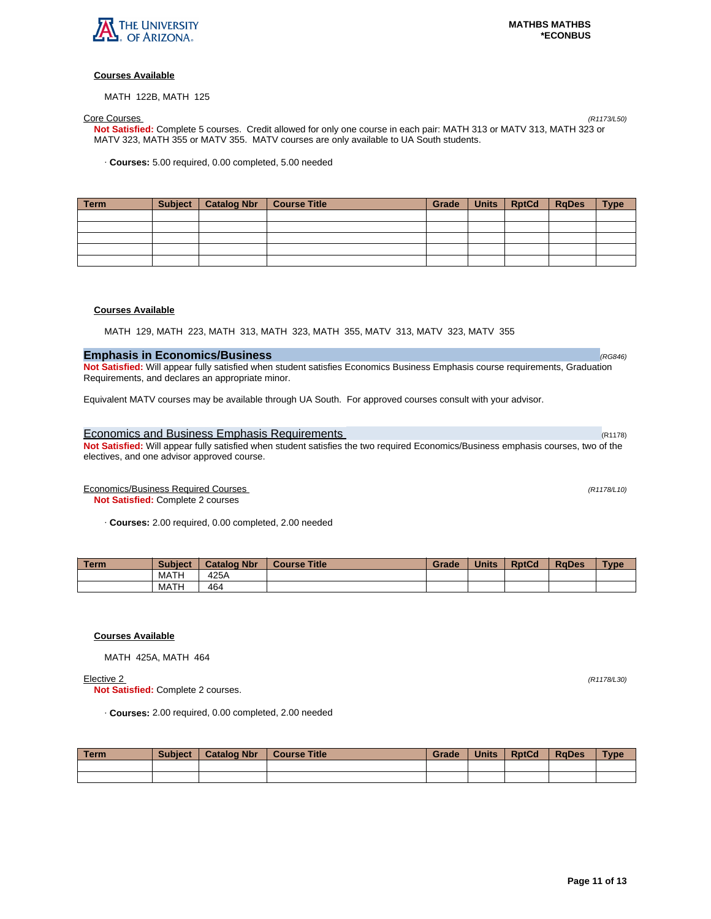**Courses Available**

MATH 122B, MATH 125

Core Courses *(R1173/L50)*

**Not Satisfied:** Complete 5 courses. Credit allowed for only one course in each pair: MATH 313 or MATV 313, MATH 323 or MATV 323, MATH 355 or MATV 355. MATV courses are only available to UA South students.

· **Courses:** 5.00 required, 0.00 completed, 5.00 needed

| Term | Subject | Catalog Nbr | Course Title | Grade | Units | RptCd | RqDes | Type |
|---|---|---|---|---|---|---|---|---|
| | | | | | | | | |
| | | | | | | | | |
| | | | | | | | | |
| | | | | | | | | |
| | | | | | | | | |

**Courses Available**

MATH 129, MATH 223, MATH 313, MATH 323, MATH 355, MATV 313, MATV 323, MATV 355

## Emphasis in Economics/Business *(RG846)*

**Not Satisfied:** Will appear fully satisfied when student satisfies Economics Business Emphasis course requirements, Graduation Requirements, and declares an appropriate minor.

Equivalent MATV courses may be available through UA South. For approved courses consult with your advisor.

### Economics and Business Emphasis Requirements (R1178)

**Not Satisfied:** Will appear fully satisfied when student satisfies the two required Economics/Business emphasis courses, two of the electives, and one advisor approved course.

Economics/Business Required Courses *(R1178/L10)*

**Not Satisfied:** Complete 2 courses

· **Courses:** 2.00 required, 0.00 completed, 2.00 needed

| Term | Subject | Catalog Nbr | Course Title | Grade | Units | RptCd | RqDes | Type |
|---|---|---|---|---|---|---|---|---|
| | MATH | 425A | | | | | | |
| | MATH | 464 | | | | | | |

**Courses Available**

MATH 425A, MATH 464

Elective 2 *(R1178/L30)*

**Not Satisfied:** Complete 2 courses.

· **Courses:** 2.00 required, 0.00 completed, 2.00 needed

| Term | Subject | Catalog Nbr | Course Title | Grade | Units | RptCd | RqDes | Type |
|---|---|---|---|---|---|---|---|---|
| | | | | | | | | |
| | | | | | | | | |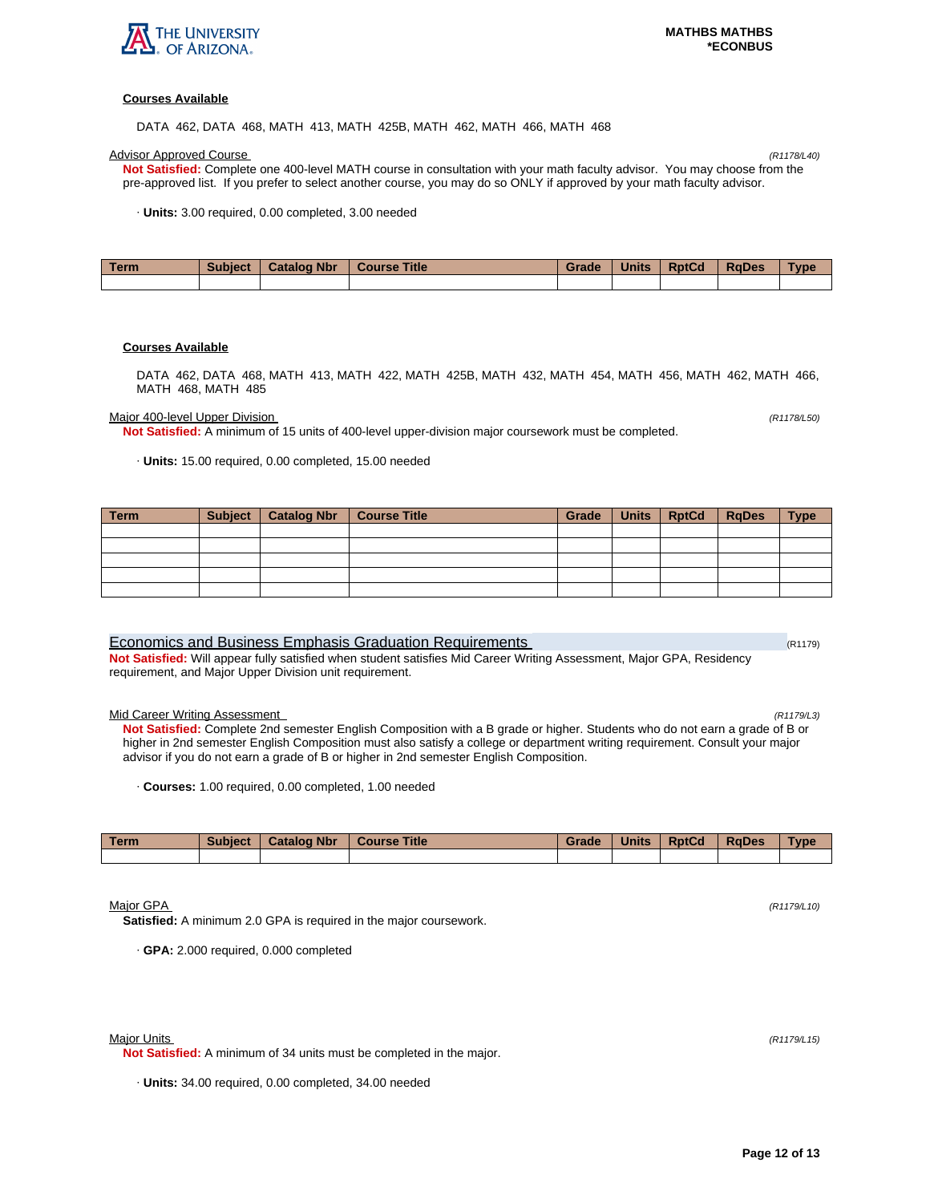**Courses Available**

DATA 462, DATA 468, MATH 413, MATH 425B, MATH 462, MATH 466, MATH 468

Advisor Approved Course *(R1178/L40)*

**Not Satisfied:** Complete one 400-level MATH course in consultation with your math faculty advisor. You may choose from the pre-approved list. If you prefer to select another course, you may do so ONLY if approved by your math faculty advisor.

· **Units:** 3.00 required, 0.00 completed, 3.00 needed

| Term | Subject | Catalog Nbr | Course Title | Grade | Units | RptCd | RqDes | Type |
|---|---|---|---|---|---|---|---|---|
| | | | | | | | | |

**Courses Available**

DATA 462, DATA 468, MATH 413, MATH 422, MATH 425B, MATH 432, MATH 454, MATH 456, MATH 462, MATH 466, MATH 468, MATH 485

Major 400-level Upper Division *(R1178/L50)*

**Not Satisfied:** A minimum of 15 units of 400-level upper-division major coursework must be completed.

· **Units:** 15.00 required, 0.00 completed, 15.00 needed

| Term | Subject | Catalog Nbr | Course Title | Grade | Units | RptCd | RqDes | Type |
|---|---|---|---|---|---|---|---|---|
| | | | | | | | | |
| | | | | | | | | |
| | | | | | | | | |
| | | | | | | | | |
| | | | | | | | | |

## Economics and Business Emphasis Graduation Requirements (R1179)

**Not Satisfied:** Will appear fully satisfied when student satisfies Mid Career Writing Assessment, Major GPA, Residency requirement, and Major Upper Division unit requirement.

Mid Career Writing Assessment *(R1179/L3)*

**Not Satisfied:** Complete 2nd semester English Composition with a B grade or higher. Students who do not earn a grade of B or higher in 2nd semester English Composition must also satisfy a college or department writing requirement. Consult your major advisor if you do not earn a grade of B or higher in 2nd semester English Composition.

· **Courses:** 1.00 required, 0.00 completed, 1.00 needed

| Term | Subject | Catalog Nbr | Course Title | Grade | Units | RptCd | RqDes | Type |
|---|---|---|---|---|---|---|---|---|
| | | | | | | | | |

Major GPA *(R1179/L10)*

**Satisfied:** A minimum 2.0 GPA is required in the major coursework.

· **GPA:** 2.000 required, 0.000 completed

Major Units *(R1179/L15)*

**Not Satisfied:** A minimum of 34 units must be completed in the major.

· **Units:** 34.00 required, 0.00 completed, 34.00 needed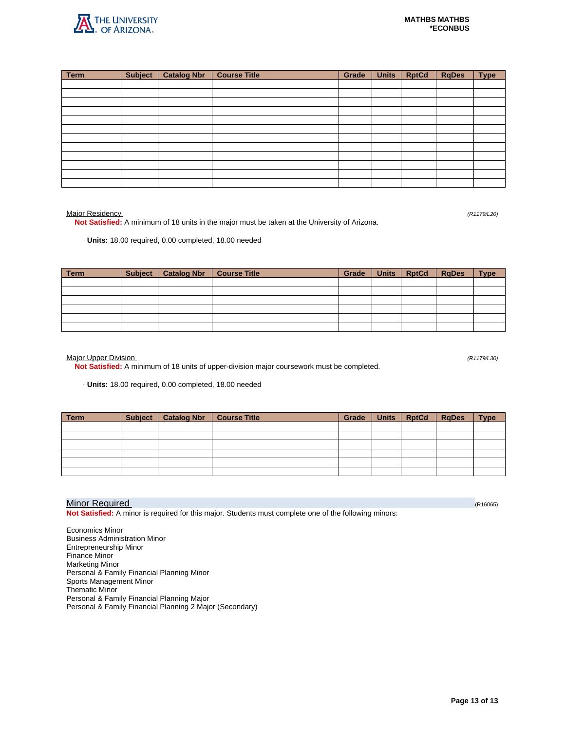| Term | Subject | Catalog Nbr | Course Title | Grade | Units | RptCd | RqDes | Type |
|---|---|---|---|---|---|---|---|---|
| | | | | | | | | |
| | | | | | | | | |
| | | | | | | | | |
| | | | | | | | | |
| | | | | | | | | |
| | | | | | | | | |
| | | | | | | | | |
| | | | | | | | | |
| | | | | | | | | |
| | | | | | | | | |
| | | | | | | | | |
| | | | | | | | | |

Major Residency *(R1179/L20)*

**Not Satisfied:** A minimum of 18 units in the major must be taken at the University of Arizona.

· **Units:** 18.00 required, 0.00 completed, 18.00 needed

| Term | Subject | Catalog Nbr | Course Title | Grade | Units | RptCd | RqDes | Type |
|---|---|---|---|---|---|---|---|---|
| | | | | | | | | |
| | | | | | | | | |
| | | | | | | | | |
| | | | | | | | | |
| | | | | | | | | |
| | | | | | | | | |

Major Upper Division *(R1179/L30)*

**Not Satisfied:** A minimum of 18 units of upper-division major coursework must be completed.

· **Units:** 18.00 required, 0.00 completed, 18.00 needed

| Term | Subject | Catalog Nbr | Course Title | Grade | Units | RptCd | RqDes | Type |
|---|---|---|---|---|---|---|---|---|
| | | | | | | | | |
| | | | | | | | | |
| | | | | | | | | |
| | | | | | | | | |
| | | | | | | | | |
| | | | | | | | | |

## Minor Required (R16065)

**Not Satisfied:** A minor is required for this major. Students must complete one of the following minors:

Economics Minor
Business Administration Minor
Entrepreneurship Minor
Finance Minor
Marketing Minor
Personal & Family Financial Planning Minor
Sports Management Minor
Thematic Minor
Personal & Family Financial Planning Major
Personal & Family Financial Planning 2 Major (Secondary)